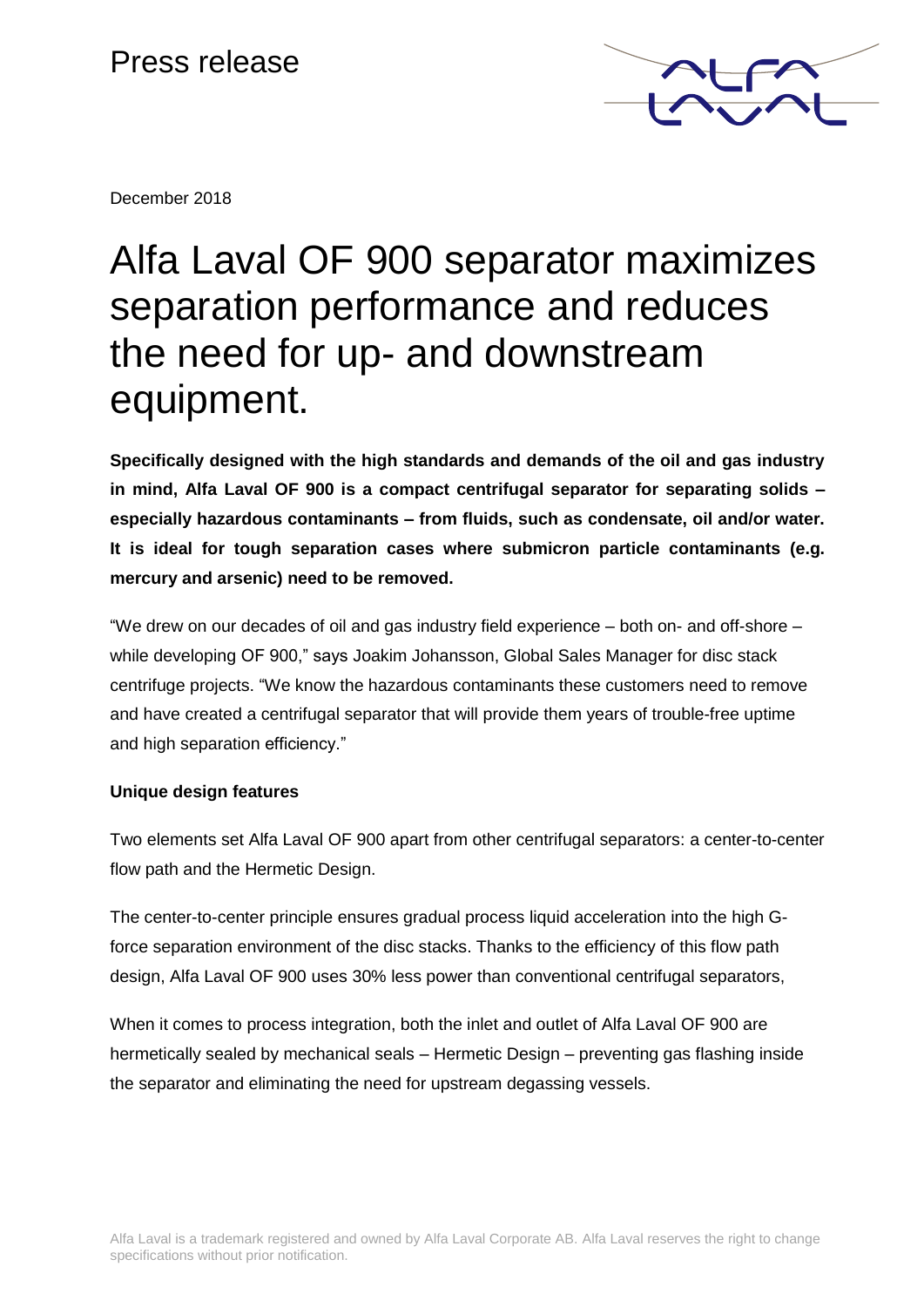Press release

December 2018

# Alfa Laval OF 900 separator maximizes separation performance and reduces the need for up- and downstream equipment.

**Specifically designed with the high standards and demands of the oil and gas industry in mind, Alfa Laval OF 900 is a compact centrifugal separator for separating solids – especially hazardous contaminants – from fluids, such as condensate, oil and/or water. It is ideal for tough separation cases where submicron particle contaminants (e.g. mercury and arsenic) need to be removed.**

"We drew on our decades of oil and gas industry field experience – both on- and off-shore – while developing OF 900," says Joakim Johansson, Global Sales Manager for disc stack centrifuge projects. "We know the hazardous contaminants these customers need to remove and have created a centrifugal separator that will provide them years of trouble-free uptime and high separation efficiency."

**Unique design features**

Two elements set Alfa Laval OF 900 apart from other centrifugal separators: a center-to-center flow path and the Hermetic Design.

The center-to-center principle ensures gradual process liquid acceleration into the high G-force separation environment of the disc stacks. Thanks to the efficiency of this flow path design, Alfa Laval OF 900 uses 30% less power than conventional centrifugal separators,

When it comes to process integration, both the inlet and outlet of Alfa Laval OF 900 are hermetically sealed by mechanical seals – Hermetic Design – preventing gas flashing inside the separator and eliminating the need for upstream degassing vessels.

Alfa Laval is a trademark registered and owned by Alfa Laval Corporate AB. Alfa Laval reserves the right to change specifications without prior notification.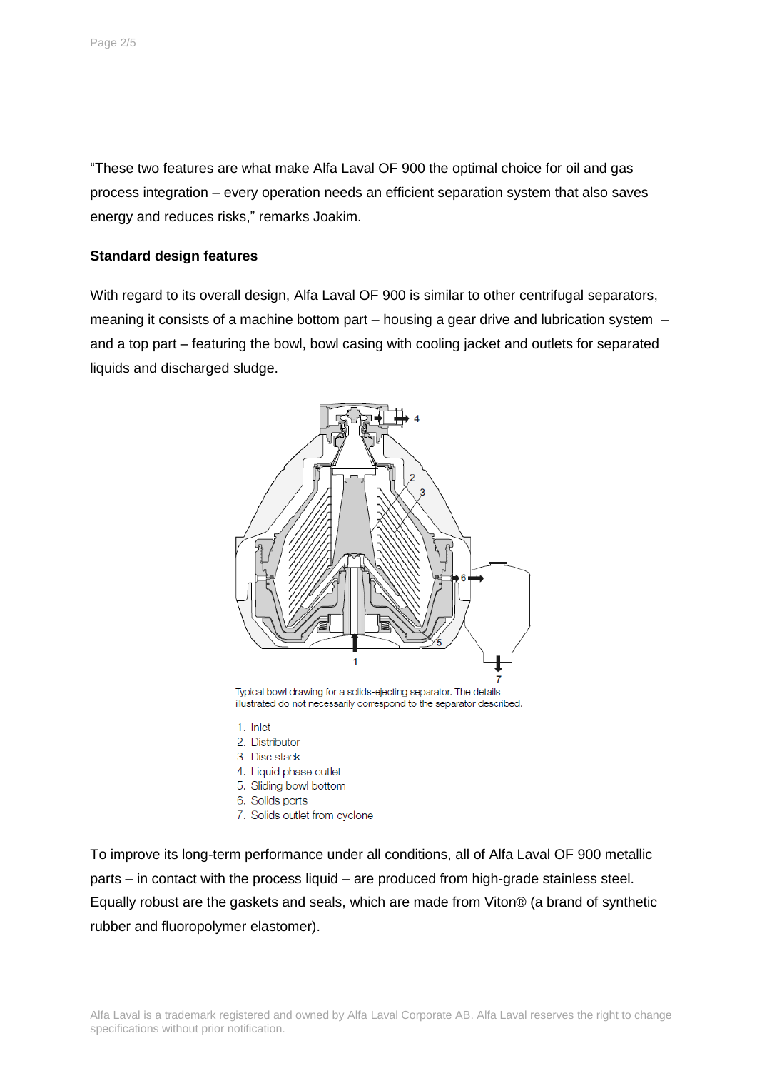"These two features are what make Alfa Laval OF 900 the optimal choice for oil and gas process integration – every operation needs an efficient separation system that also saves energy and reduces risks," remarks Joakim.

**Standard design features**

With regard to its overall design, Alfa Laval OF 900 is similar to other centrifugal separators, meaning it consists of a machine bottom part – housing a gear drive and lubrication system – and a top part – featuring the bowl, bowl casing with cooling jacket and outlets for separated liquids and discharged sludge.

Typical bowl drawing for a solids-ejecting separator. The details illustrated do not necessarily correspond to the separator described.

1. Inlet
2. Distributor
3. Disc stack
4. Liquid phase outlet
5. Sliding bowl bottom
6. Solids ports
7. Solids outlet from cyclone

To improve its long-term performance under all conditions, all of Alfa Laval OF 900 metallic parts – in contact with the process liquid – are produced from high-grade stainless steel. Equally robust are the gaskets and seals, which are made from Viton® (a brand of synthetic rubber and fluoropolymer elastomer).

Alfa Laval is a trademark registered and owned by Alfa Laval Corporate AB. Alfa Laval reserves the right to change specifications without prior notification.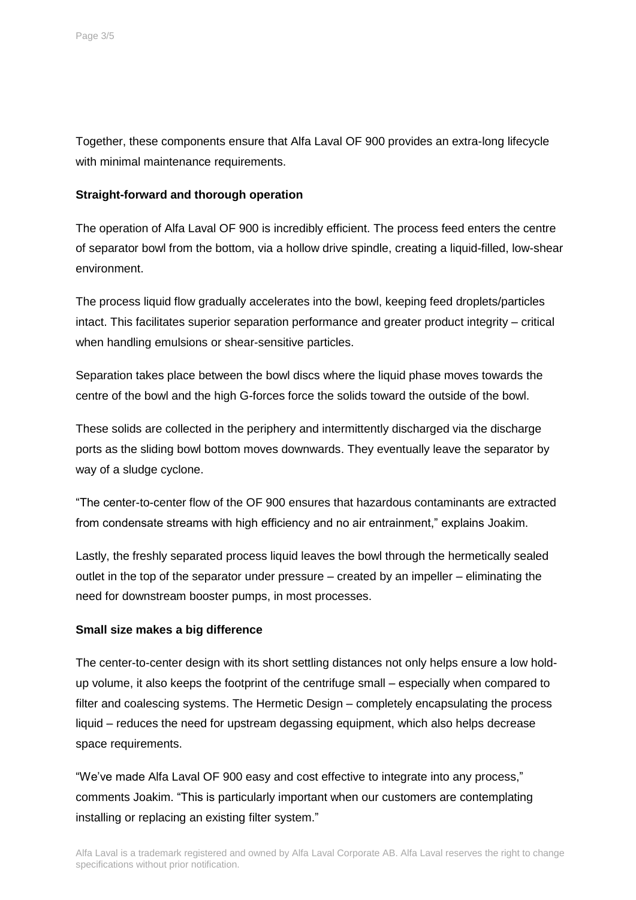Together, these components ensure that Alfa Laval OF 900 provides an extra-long lifecycle with minimal maintenance requirements.

**Straight-forward and thorough operation**

The operation of Alfa Laval OF 900 is incredibly efficient. The process feed enters the centre of separator bowl from the bottom, via a hollow drive spindle, creating a liquid-filled, low-shear environment.

The process liquid flow gradually accelerates into the bowl, keeping feed droplets/particles intact. This facilitates superior separation performance and greater product integrity – critical when handling emulsions or shear-sensitive particles.

Separation takes place between the bowl discs where the liquid phase moves towards the centre of the bowl and the high G-forces force the solids toward the outside of the bowl.

These solids are collected in the periphery and intermittently discharged via the discharge ports as the sliding bowl bottom moves downwards. They eventually leave the separator by way of a sludge cyclone.

"The center-to-center flow of the OF 900 ensures that hazardous contaminants are extracted from condensate streams with high efficiency and no air entrainment," explains Joakim.

Lastly, the freshly separated process liquid leaves the bowl through the hermetically sealed outlet in the top of the separator under pressure – created by an impeller – eliminating the need for downstream booster pumps, in most processes.

**Small size makes a big difference**

The center-to-center design with its short settling distances not only helps ensure a low hold-up volume, it also keeps the footprint of the centrifuge small – especially when compared to filter and coalescing systems. The Hermetic Design – completely encapsulating the process liquid – reduces the need for upstream degassing equipment, which also helps decrease space requirements.

"We've made Alfa Laval OF 900 easy and cost effective to integrate into any process," comments Joakim. "This is particularly important when our customers are contemplating installing or replacing an existing filter system."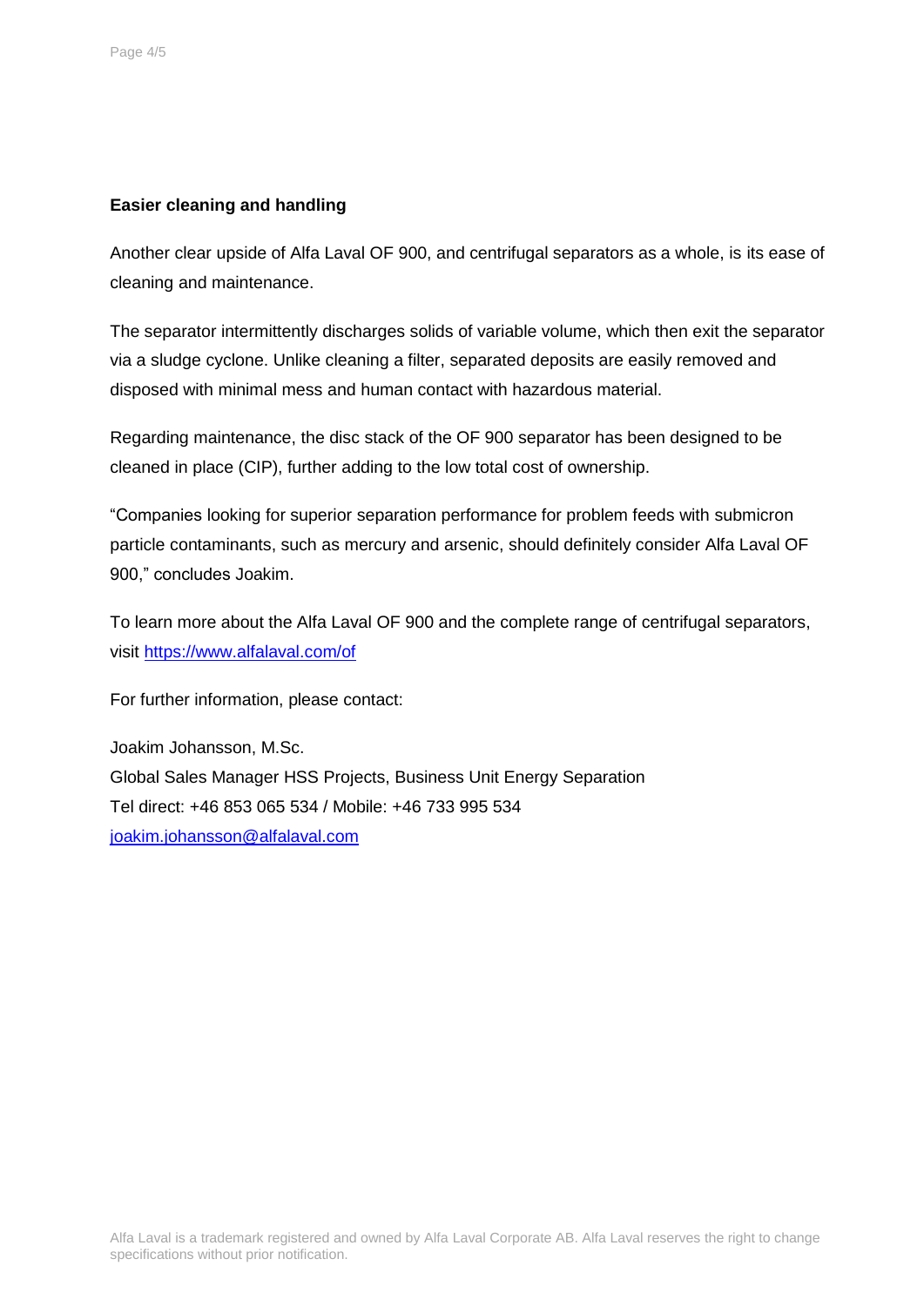**Easier cleaning and handling**

Another clear upside of Alfa Laval OF 900, and centrifugal separators as a whole, is its ease of cleaning and maintenance.

The separator intermittently discharges solids of variable volume, which then exit the separator via a sludge cyclone. Unlike cleaning a filter, separated deposits are easily removed and disposed with minimal mess and human contact with hazardous material.

Regarding maintenance, the disc stack of the OF 900 separator has been designed to be cleaned in place (CIP), further adding to the low total cost of ownership.

“Companies looking for superior separation performance for problem feeds with submicron particle contaminants, such as mercury and arsenic, should definitely consider Alfa Laval OF 900,” concludes Joakim.

To learn more about the Alfa Laval OF 900 and the complete range of centrifugal separators, visit [https://www.alfalaval.com/of](https://www.alfalaval.com/of)

For further information, please contact:

Joakim Johansson, M.Sc.
Global Sales Manager HSS Projects, Business Unit Energy Separation
Tel direct: +46 853 065 534 / Mobile: +46 733 995 534
[joakim.johansson@alfalaval.com](mailto:joakim.johansson@alfalaval.com)

Alfa Laval is a trademark registered and owned by Alfa Laval Corporate AB. Alfa Laval reserves the right to change specifications without prior notification.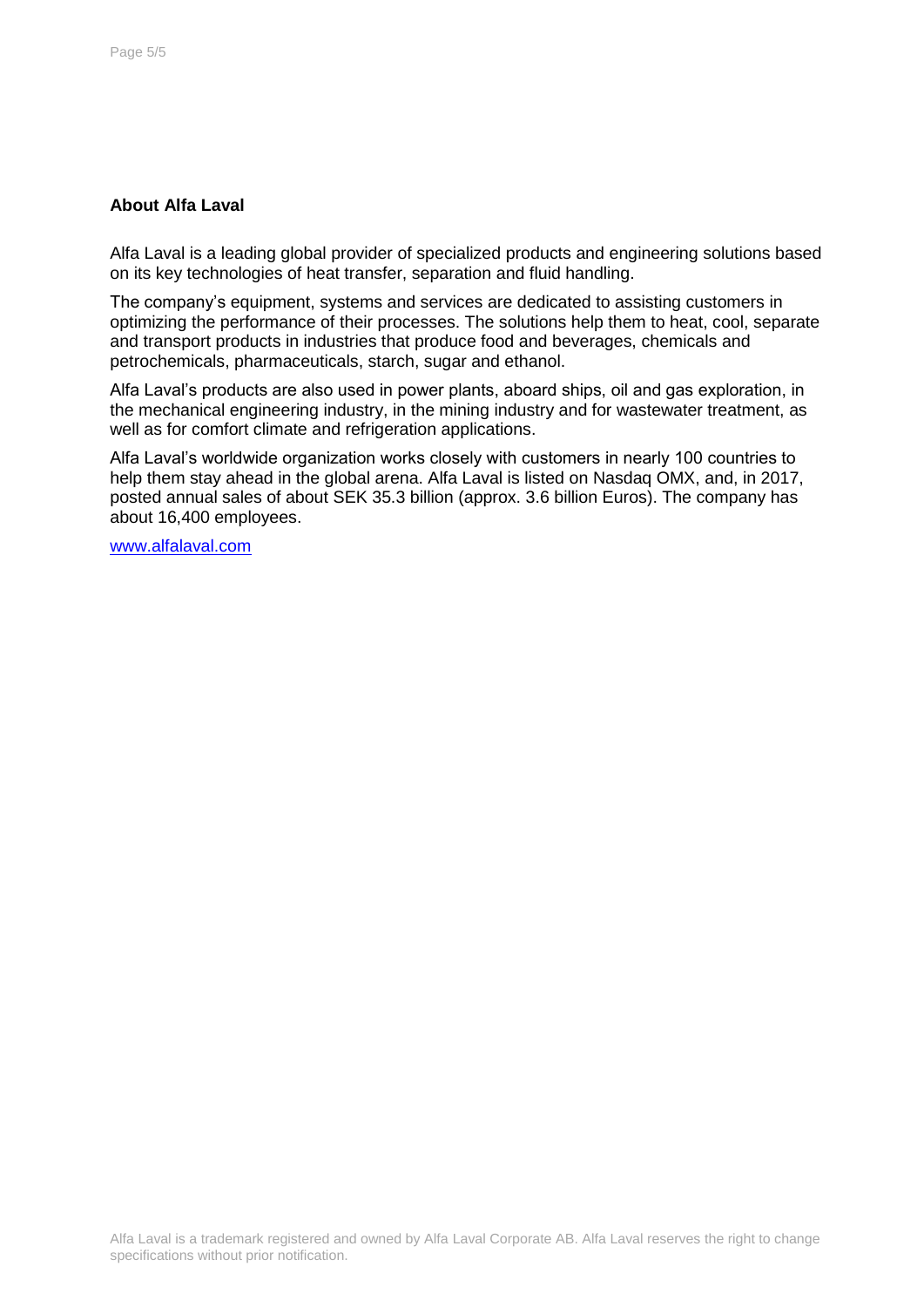## About Alfa Laval

Alfa Laval is a leading global provider of specialized products and engineering solutions based on its key technologies of heat transfer, separation and fluid handling.

The company's equipment, systems and services are dedicated to assisting customers in optimizing the performance of their processes. The solutions help them to heat, cool, separate and transport products in industries that produce food and beverages, chemicals and petrochemicals, pharmaceuticals, starch, sugar and ethanol.

Alfa Laval's products are also used in power plants, aboard ships, oil and gas exploration, in the mechanical engineering industry, in the mining industry and for wastewater treatment, as well as for comfort climate and refrigeration applications.

Alfa Laval's worldwide organization works closely with customers in nearly 100 countries to help them stay ahead in the global arena. Alfa Laval is listed on Nasdaq OMX, and, in 2017, posted annual sales of about SEK 35.3 billion (approx. 3.6 billion Euros). The company has about 16,400 employees.

[www.alfalaval.com](http://www.alfalaval.com)

Alfa Laval is a trademark registered and owned by Alfa Laval Corporate AB. Alfa Laval reserves the right to change specifications without prior notification.